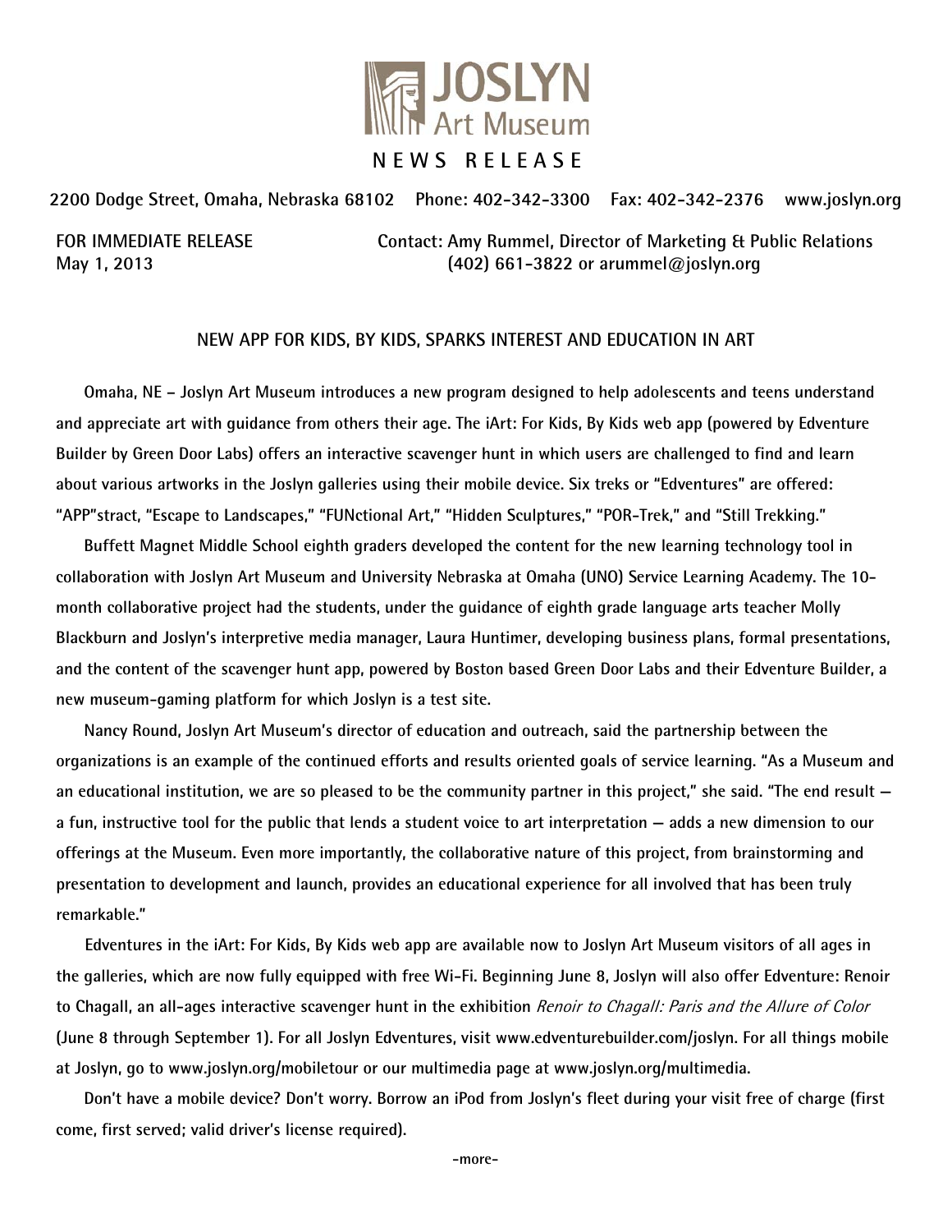# JOSLYN Art Museum

**NEWS RELEASE**

2200 Dodge Street, Omaha, Nebraska 68102  Phone: 402-342-3300  Fax: 402-342-2376  www.joslyn.org

FOR IMMEDIATE RELEASE
May 1, 2013

Contact: Amy Rummel, Director of Marketing & Public Relations
(402) 661-3822 or arummel@joslyn.org

## NEW APP FOR KIDS, BY KIDS, SPARKS INTEREST AND EDUCATION IN ART

Omaha, NE – Joslyn Art Museum introduces a new program designed to help adolescents and teens understand and appreciate art with guidance from others their age. The iArt: For Kids, By Kids web app (powered by Edventure Builder by Green Door Labs) offers an interactive scavenger hunt in which users are challenged to find and learn about various artworks in the Joslyn galleries using their mobile device. Six treks or "Edventures" are offered: "APP"stract, "Escape to Landscapes," "FUNctional Art," "Hidden Sculptures," "POR-Trek," and "Still Trekking."

Buffett Magnet Middle School eighth graders developed the content for the new learning technology tool in collaboration with Joslyn Art Museum and University Nebraska at Omaha (UNO) Service Learning Academy. The 10-month collaborative project had the students, under the guidance of eighth grade language arts teacher Molly Blackburn and Joslyn's interpretive media manager, Laura Huntimer, developing business plans, formal presentations, and the content of the scavenger hunt app, powered by Boston based Green Door Labs and their Edventure Builder, a new museum-gaming platform for which Joslyn is a test site.

Nancy Round, Joslyn Art Museum's director of education and outreach, said the partnership between the organizations is an example of the continued efforts and results oriented goals of service learning. "As a Museum and an educational institution, we are so pleased to be the community partner in this project," she said. "The end result — a fun, instructive tool for the public that lends a student voice to art interpretation — adds a new dimension to our offerings at the Museum. Even more importantly, the collaborative nature of this project, from brainstorming and presentation to development and launch, provides an educational experience for all involved that has been truly remarkable."

Edventures in the iArt: For Kids, By Kids web app are available now to Joslyn Art Museum visitors of all ages in the galleries, which are now fully equipped with free Wi-Fi. Beginning June 8, Joslyn will also offer Edventure: Renoir to Chagall, an all-ages interactive scavenger hunt in the exhibition *Renoir to Chagall: Paris and the Allure of Color* (June 8 through September 1). For all Joslyn Edventures, visit www.edventurebuilder.com/joslyn. For all things mobile at Joslyn, go to www.joslyn.org/mobiletour or our multimedia page at www.joslyn.org/multimedia.

Don't have a mobile device? Don't worry. Borrow an iPod from Joslyn's fleet during your visit free of charge (first come, first served; valid driver's license required).

-more-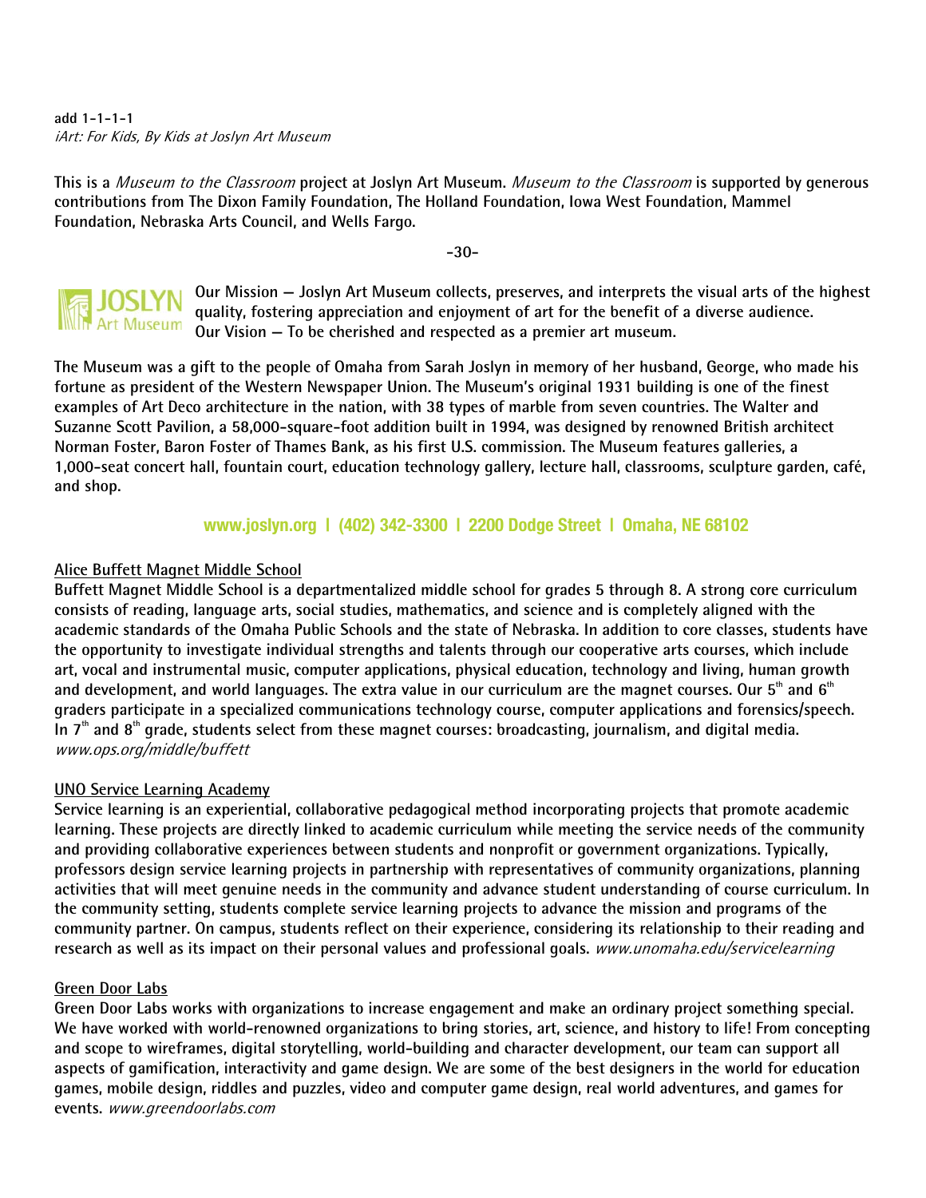**add 1-1-1-1**
*iArt: For Kids, By Kids at Joslyn Art Museum*

**This is a *Museum to the Classroom* project at Joslyn Art Museum. *Museum to the Classroom* is supported by generous contributions from The Dixon Family Foundation, The Holland Foundation, Iowa West Foundation, Mammel Foundation, Nebraska Arts Council, and Wells Fargo.**

**-30-**

JOSLYN Art Museum

**Our Mission — Joslyn Art Museum collects, preserves, and interprets the visual arts of the highest quality, fostering appreciation and enjoyment of art for the benefit of a diverse audience.**
**Our Vision — To be cherished and respected as a premier art museum.**

**The Museum was a gift to the people of Omaha from Sarah Joslyn in memory of her husband, George, who made his fortune as president of the Western Newspaper Union. The Museum's original 1931 building is one of the finest examples of Art Deco architecture in the nation, with 38 types of marble from seven countries. The Walter and Suzanne Scott Pavilion, a 58,000-square-foot addition built in 1994, was designed by renowned British architect Norman Foster, Baron Foster of Thames Bank, as his first U.S. commission. The Museum features galleries, a 1,000-seat concert hall, fountain court, education technology gallery, lecture hall, classrooms, sculpture garden, café, and shop.**

**www.joslyn.org | (402) 342-3300 | 2200 Dodge Street | Omaha, NE 68102**

**Alice Buffett Magnet Middle School**
**Buffett Magnet Middle School is a departmentalized middle school for grades 5 through 8. A strong core curriculum consists of reading, language arts, social studies, mathematics, and science and is completely aligned with the academic standards of the Omaha Public Schools and the state of Nebraska. In addition to core classes, students have the opportunity to investigate individual strengths and talents through our cooperative arts courses, which include art, vocal and instrumental music, computer applications, physical education, technology and living, human growth and development, and world languages. The extra value in our curriculum are the magnet courses. Our 5th and 6th graders participate in a specialized communications technology course, computer applications and forensics/speech. In 7th and 8th grade, students select from these magnet courses: broadcasting, journalism, and digital media.** *www.ops.org/middle/buffett*

**UNO Service Learning Academy**
**Service learning is an experiential, collaborative pedagogical method incorporating projects that promote academic learning. These projects are directly linked to academic curriculum while meeting the service needs of the community and providing collaborative experiences between students and nonprofit or government organizations. Typically, professors design service learning projects in partnership with representatives of community organizations, planning activities that will meet genuine needs in the community and advance student understanding of course curriculum. In the community setting, students complete service learning projects to advance the mission and programs of the community partner. On campus, students reflect on their experience, considering its relationship to their reading and research as well as its impact on their personal values and professional goals.** *www.unomaha.edu/servicelearning*

**Green Door Labs**
**Green Door Labs works with organizations to increase engagement and make an ordinary project something special. We have worked with world-renowned organizations to bring stories, art, science, and history to life! From concepting and scope to wireframes, digital storytelling, world-building and character development, our team can support all aspects of gamification, interactivity and game design. We are some of the best designers in the world for education games, mobile design, riddles and puzzles, video and computer game design, real world adventures, and games for events.** *www.greendoorlabs.com*